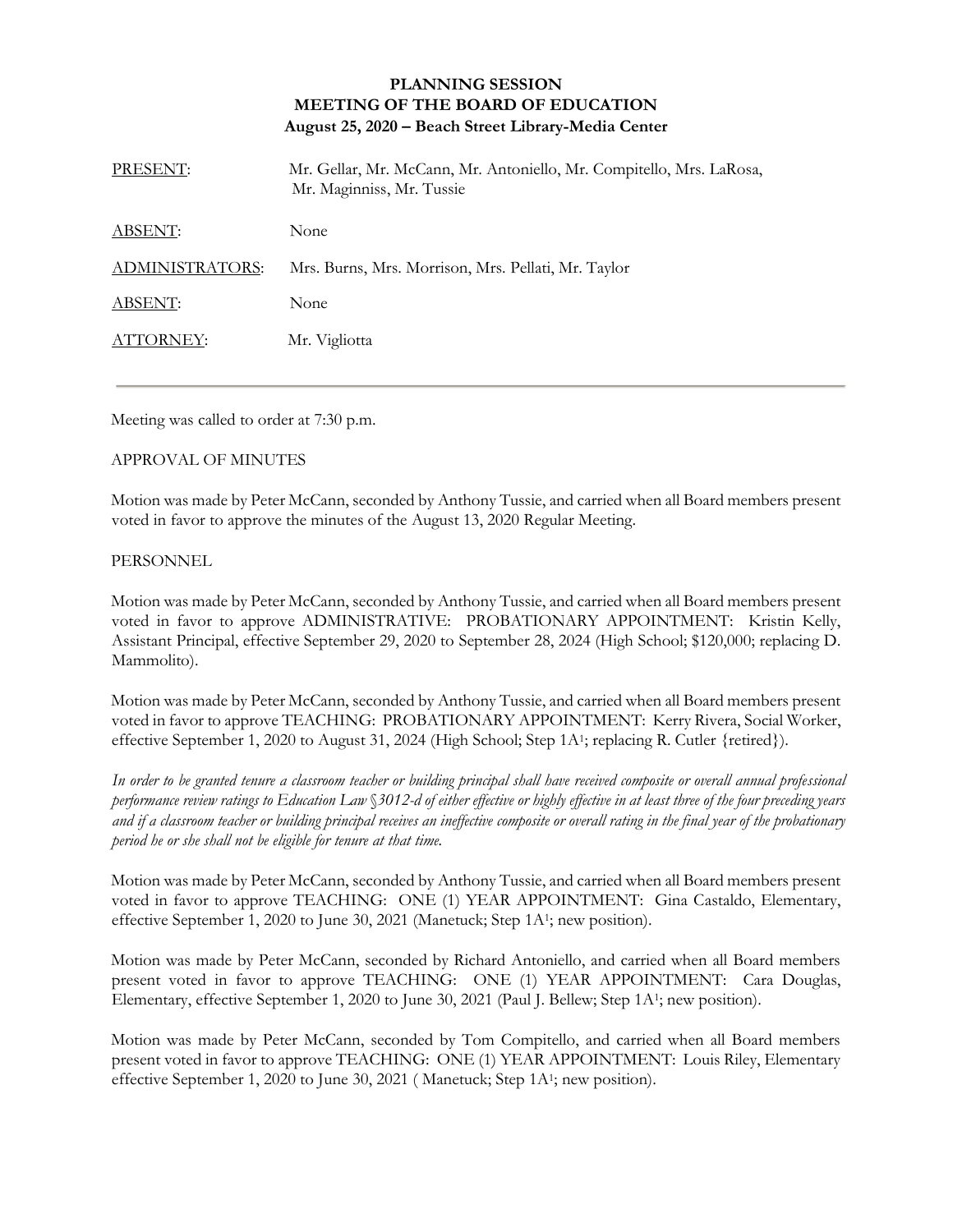**PLANNING SESSION**
**MEETING OF THE BOARD OF EDUCATION**
**August 25, 2020 – Beach Street Library-Media Center**

| | |
|---|---|
| PRESENT: | Mr. Gellar, Mr. McCann, Mr. Antoniello, Mr. Compitello, Mrs. LaRosa, Mr. Maginniss, Mr. Tussie |
| ABSENT: | None |
| ADMINISTRATORS: | Mrs. Burns, Mrs. Morrison, Mrs. Pellati, Mr. Taylor |
| ABSENT: | None |
| ATTORNEY: | Mr. Vigliotta |

---

Meeting was called to order at 7:30 p.m.

APPROVAL OF MINUTES

Motion was made by Peter McCann, seconded by Anthony Tussie, and carried when all Board members present voted in favor to approve the minutes of the August 13, 2020 Regular Meeting.

PERSONNEL

Motion was made by Peter McCann, seconded by Anthony Tussie, and carried when all Board members present voted in favor to approve ADMINISTRATIVE: PROBATIONARY APPOINTMENT: Kristin Kelly, Assistant Principal, effective September 29, 2020 to September 28, 2024 (High School; $120,000; replacing D. Mammolito).

Motion was made by Peter McCann, seconded by Anthony Tussie, and carried when all Board members present voted in favor to approve TEACHING: PROBATIONARY APPOINTMENT: Kerry Rivera, Social Worker, effective September 1, 2020 to August 31, 2024 (High School; Step 1A[1]; replacing R. Cutler {retired}).

*In order to be granted tenure a classroom teacher or building principal shall have received composite or overall annual professional performance review ratings to Education Law §3012-d of either effective or highly effective in at least three of the four preceding years and if a classroom teacher or building principal receives an ineffective composite or overall rating in the final year of the probationary period he or she shall not be eligible for tenure at that time.*

Motion was made by Peter McCann, seconded by Anthony Tussie, and carried when all Board members present voted in favor to approve TEACHING: ONE (1) YEAR APPOINTMENT: Gina Castaldo, Elementary, effective September 1, 2020 to June 30, 2021 (Manetuck; Step 1A[1]; new position).

Motion was made by Peter McCann, seconded by Richard Antoniello, and carried when all Board members present voted in favor to approve TEACHING: ONE (1) YEAR APPOINTMENT: Cara Douglas, Elementary, effective September 1, 2020 to June 30, 2021 (Paul J. Bellew; Step 1A[1]; new position).

Motion was made by Peter McCann, seconded by Tom Compitello, and carried when all Board members present voted in favor to approve TEACHING: ONE (1) YEAR APPOINTMENT: Louis Riley, Elementary effective September 1, 2020 to June 30, 2021 ( Manetuck; Step 1A[1]; new position).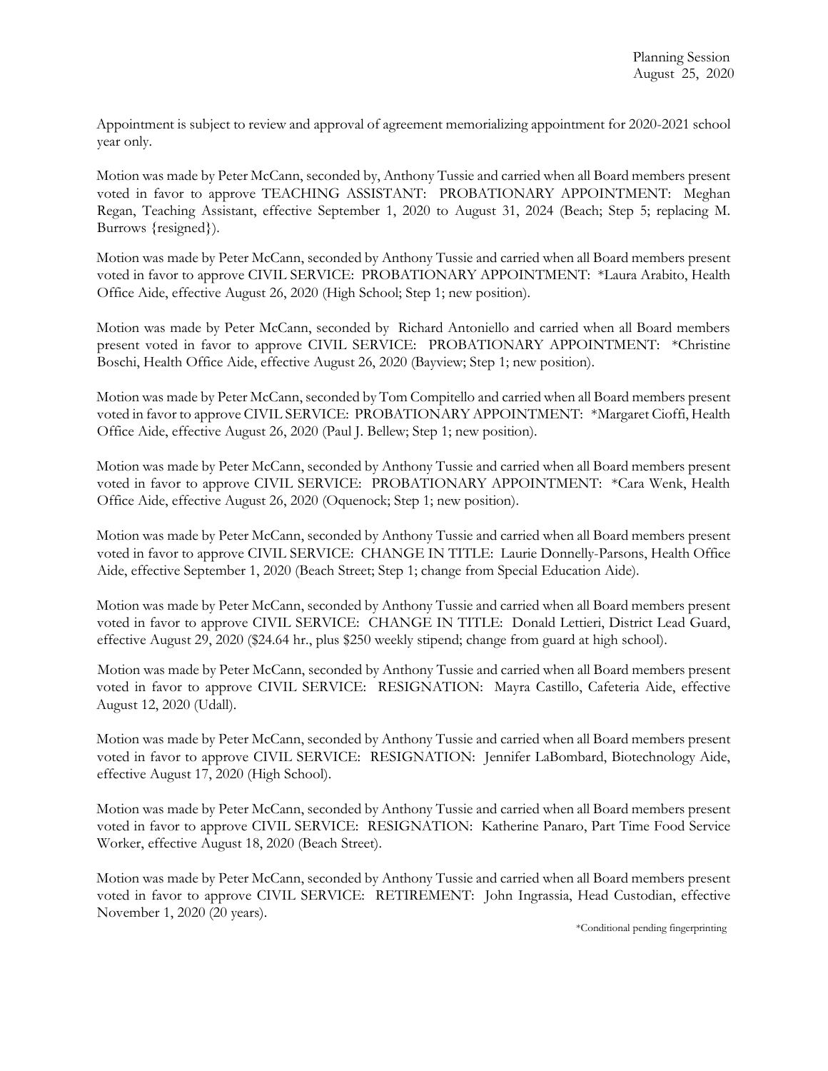Appointment is subject to review and approval of agreement memorializing appointment for 2020-2021 school year only.

Motion was made by Peter McCann, seconded by, Anthony Tussie and carried when all Board members present voted in favor to approve TEACHING ASSISTANT: PROBATIONARY APPOINTMENT: Meghan Regan, Teaching Assistant, effective September 1, 2020 to August 31, 2024 (Beach; Step 5; replacing M. Burrows {resigned}).

Motion was made by Peter McCann, seconded by Anthony Tussie and carried when all Board members present voted in favor to approve CIVIL SERVICE: PROBATIONARY APPOINTMENT: *Laura Arabito, Health Office Aide, effective August 26, 2020 (High School; Step 1; new position).

Motion was made by Peter McCann, seconded by Richard Antoniello and carried when all Board members present voted in favor to approve CIVIL SERVICE: PROBATIONARY APPOINTMENT: *Christine Boschi, Health Office Aide, effective August 26, 2020 (Bayview; Step 1; new position).

Motion was made by Peter McCann, seconded by Tom Compitello and carried when all Board members present voted in favor to approve CIVIL SERVICE: PROBATIONARY APPOINTMENT: *Margaret Cioffi, Health Office Aide, effective August 26, 2020 (Paul J. Bellew; Step 1; new position).

Motion was made by Peter McCann, seconded by Anthony Tussie and carried when all Board members present voted in favor to approve CIVIL SERVICE: PROBATIONARY APPOINTMENT: *Cara Wenk, Health Office Aide, effective August 26, 2020 (Oquenock; Step 1; new position).

Motion was made by Peter McCann, seconded by Anthony Tussie and carried when all Board members present voted in favor to approve CIVIL SERVICE: CHANGE IN TITLE: Laurie Donnelly-Parsons, Health Office Aide, effective September 1, 2020 (Beach Street; Step 1; change from Special Education Aide).

Motion was made by Peter McCann, seconded by Anthony Tussie and carried when all Board members present voted in favor to approve CIVIL SERVICE: CHANGE IN TITLE: Donald Lettieri, District Lead Guard, effective August 29, 2020 ($24.64 hr., plus $250 weekly stipend; change from guard at high school).

Motion was made by Peter McCann, seconded by Anthony Tussie and carried when all Board members present voted in favor to approve CIVIL SERVICE: RESIGNATION: Mayra Castillo, Cafeteria Aide, effective August 12, 2020 (Udall).

Motion was made by Peter McCann, seconded by Anthony Tussie and carried when all Board members present voted in favor to approve CIVIL SERVICE: RESIGNATION: Jennifer LaBombard, Biotechnology Aide, effective August 17, 2020 (High School).

Motion was made by Peter McCann, seconded by Anthony Tussie and carried when all Board members present voted in favor to approve CIVIL SERVICE: RESIGNATION: Katherine Panaro, Part Time Food Service Worker, effective August 18, 2020 (Beach Street).

Motion was made by Peter McCann, seconded by Anthony Tussie and carried when all Board members present voted in favor to approve CIVIL SERVICE: RETIREMENT: John Ingrassia, Head Custodian, effective November 1, 2020 (20 years).

*Conditional pending fingerprinting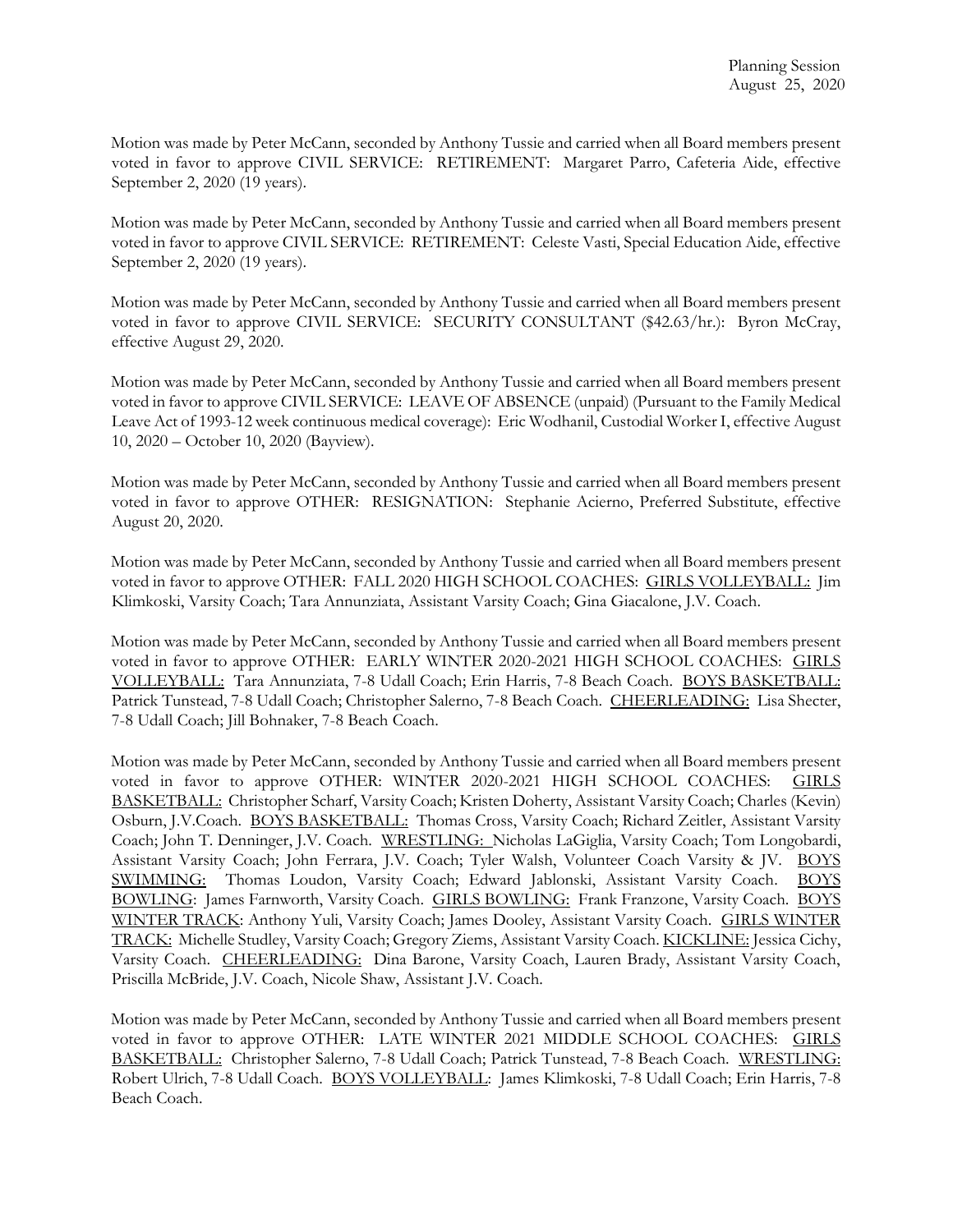Motion was made by Peter McCann, seconded by Anthony Tussie and carried when all Board members present voted in favor to approve CIVIL SERVICE: RETIREMENT: Margaret Parro, Cafeteria Aide, effective September 2, 2020 (19 years).

Motion was made by Peter McCann, seconded by Anthony Tussie and carried when all Board members present voted in favor to approve CIVIL SERVICE: RETIREMENT: Celeste Vasti, Special Education Aide, effective September 2, 2020 (19 years).

Motion was made by Peter McCann, seconded by Anthony Tussie and carried when all Board members present voted in favor to approve CIVIL SERVICE: SECURITY CONSULTANT ($42.63/hr.): Byron McCray, effective August 29, 2020.

Motion was made by Peter McCann, seconded by Anthony Tussie and carried when all Board members present voted in favor to approve CIVIL SERVICE: LEAVE OF ABSENCE (unpaid) (Pursuant to the Family Medical Leave Act of 1993-12 week continuous medical coverage): Eric Wodhanil, Custodial Worker I, effective August 10, 2020 – October 10, 2020 (Bayview).

Motion was made by Peter McCann, seconded by Anthony Tussie and carried when all Board members present voted in favor to approve OTHER: RESIGNATION: Stephanie Acierno, Preferred Substitute, effective August 20, 2020.

Motion was made by Peter McCann, seconded by Anthony Tussie and carried when all Board members present voted in favor to approve OTHER: FALL 2020 HIGH SCHOOL COACHES: GIRLS VOLLEYBALL: Jim Klimkoski, Varsity Coach; Tara Annunziata, Assistant Varsity Coach; Gina Giacalone, J.V. Coach.

Motion was made by Peter McCann, seconded by Anthony Tussie and carried when all Board members present voted in favor to approve OTHER: EARLY WINTER 2020-2021 HIGH SCHOOL COACHES: GIRLS VOLLEYBALL: Tara Annunziata, 7-8 Udall Coach; Erin Harris, 7-8 Beach Coach. BOYS BASKETBALL: Patrick Tunstead, 7-8 Udall Coach; Christopher Salerno, 7-8 Beach Coach. CHEERLEADING: Lisa Shecter, 7-8 Udall Coach; Jill Bohnaker, 7-8 Beach Coach.

Motion was made by Peter McCann, seconded by Anthony Tussie and carried when all Board members present voted in favor to approve OTHER: WINTER 2020-2021 HIGH SCHOOL COACHES: GIRLS BASKETBALL: Christopher Scharf, Varsity Coach; Kristen Doherty, Assistant Varsity Coach; Charles (Kevin) Osburn, J.V.Coach. BOYS BASKETBALL: Thomas Cross, Varsity Coach; Richard Zeitler, Assistant Varsity Coach; John T. Denninger, J.V. Coach. WRESTLING: Nicholas LaGiglia, Varsity Coach; Tom Longobardi, Assistant Varsity Coach; John Ferrara, J.V. Coach; Tyler Walsh, Volunteer Coach Varsity & JV. BOYS SWIMMING: Thomas Loudon, Varsity Coach; Edward Jablonski, Assistant Varsity Coach. BOYS BOWLING: James Farnworth, Varsity Coach. GIRLS BOWLING: Frank Franzone, Varsity Coach. BOYS WINTER TRACK: Anthony Yuli, Varsity Coach; James Dooley, Assistant Varsity Coach. GIRLS WINTER TRACK: Michelle Studley, Varsity Coach; Gregory Ziems, Assistant Varsity Coach. KICKLINE: Jessica Cichy, Varsity Coach. CHEERLEADING: Dina Barone, Varsity Coach, Lauren Brady, Assistant Varsity Coach, Priscilla McBride, J.V. Coach, Nicole Shaw, Assistant J.V. Coach.

Motion was made by Peter McCann, seconded by Anthony Tussie and carried when all Board members present voted in favor to approve OTHER: LATE WINTER 2021 MIDDLE SCHOOL COACHES: GIRLS BASKETBALL: Christopher Salerno, 7-8 Udall Coach; Patrick Tunstead, 7-8 Beach Coach. WRESTLING: Robert Ulrich, 7-8 Udall Coach. BOYS VOLLEYBALL: James Klimkoski, 7-8 Udall Coach; Erin Harris, 7-8 Beach Coach.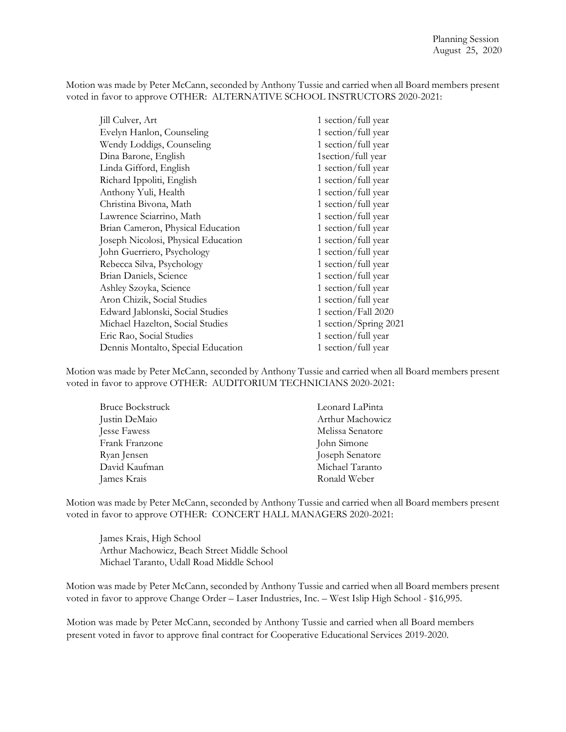Motion was made by Peter McCann, seconded by Anthony Tussie and carried when all Board members present voted in favor to approve OTHER: ALTERNATIVE SCHOOL INSTRUCTORS 2020-2021:

| | |
|---|---|
| Jill Culver, Art | 1 section/full year |
| Evelyn Hanlon, Counseling | 1 section/full year |
| Wendy Loddigs, Counseling | 1 section/full year |
| Dina Barone, English | 1section/full year |
| Linda Gifford, English | 1 section/full year |
| Richard Ippoliti, English | 1 section/full year |
| Anthony Yuli, Health | 1 section/full year |
| Christina Bivona, Math | 1 section/full year |
| Lawrence Sciarrino, Math | 1 section/full year |
| Brian Cameron, Physical Education | 1 section/full year |
| Joseph Nicolosi, Physical Education | 1 section/full year |
| John Guerriero, Psychology | 1 section/full year |
| Rebecca Silva, Psychology | 1 section/full year |
| Brian Daniels, Science | 1 section/full year |
| Ashley Szoyka, Science | 1 section/full year |
| Aron Chizik, Social Studies | 1 section/full year |
| Edward Jablonski, Social Studies | 1 section/Fall 2020 |
| Michael Hazelton, Social Studies | 1 section/Spring 2021 |
| Eric Rao, Social Studies | 1 section/full year |
| Dennis Montalto, Special Education | 1 section/full year |

Motion was made by Peter McCann, seconded by Anthony Tussie and carried when all Board members present voted in favor to approve OTHER: AUDITORIUM TECHNICIANS 2020-2021:

| | |
|---|---|
| Bruce Bockstruck | Leonard LaPinta |
| Justin DeMaio | Arthur Machowicz |
| Jesse Fawess | Melissa Senatore |
| Frank Franzone | John Simone |
| Ryan Jensen | Joseph Senatore |
| David Kaufman | Michael Taranto |
| James Krais | Ronald Weber |

Motion was made by Peter McCann, seconded by Anthony Tussie and carried when all Board members present voted in favor to approve OTHER: CONCERT HALL MANAGERS 2020-2021:

James Krais, High School
Arthur Machowicz, Beach Street Middle School
Michael Taranto, Udall Road Middle School

Motion was made by Peter McCann, seconded by Anthony Tussie and carried when all Board members present voted in favor to approve Change Order – Laser Industries, Inc. – West Islip High School - $16,995.

Motion was made by Peter McCann, seconded by Anthony Tussie and carried when all Board members present voted in favor to approve final contract for Cooperative Educational Services 2019-2020.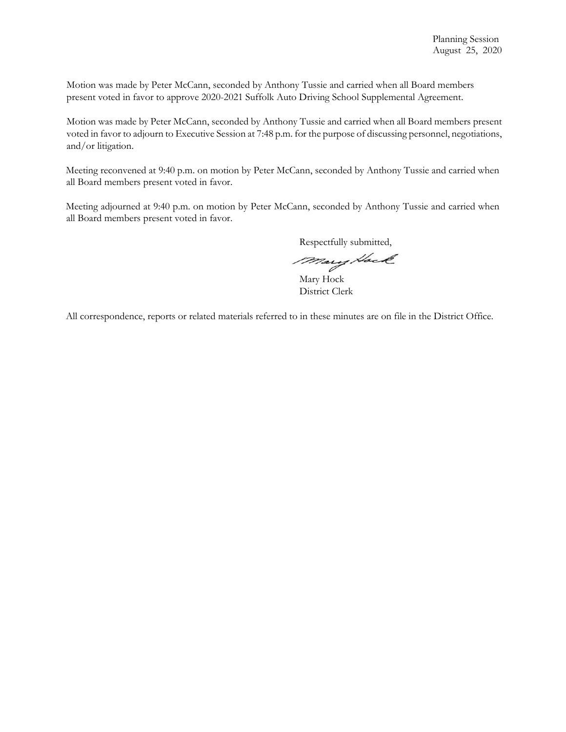Motion was made by Peter McCann, seconded by Anthony Tussie and carried when all Board members present voted in favor to approve 2020-2021 Suffolk Auto Driving School Supplemental Agreement.

Motion was made by Peter McCann, seconded by Anthony Tussie and carried when all Board members present voted in favor to adjourn to Executive Session at 7:48 p.m. for the purpose of discussing personnel, negotiations, and/or litigation.

Meeting reconvened at 9:40 p.m. on motion by Peter McCann, seconded by Anthony Tussie and carried when all Board members present voted in favor.

Meeting adjourned at 9:40 p.m. on motion by Peter McCann, seconded by Anthony Tussie and carried when all Board members present voted in favor.

Respectfully submitted,

Mary Hock
District Clerk

All correspondence, reports or related materials referred to in these minutes are on file in the District Office.